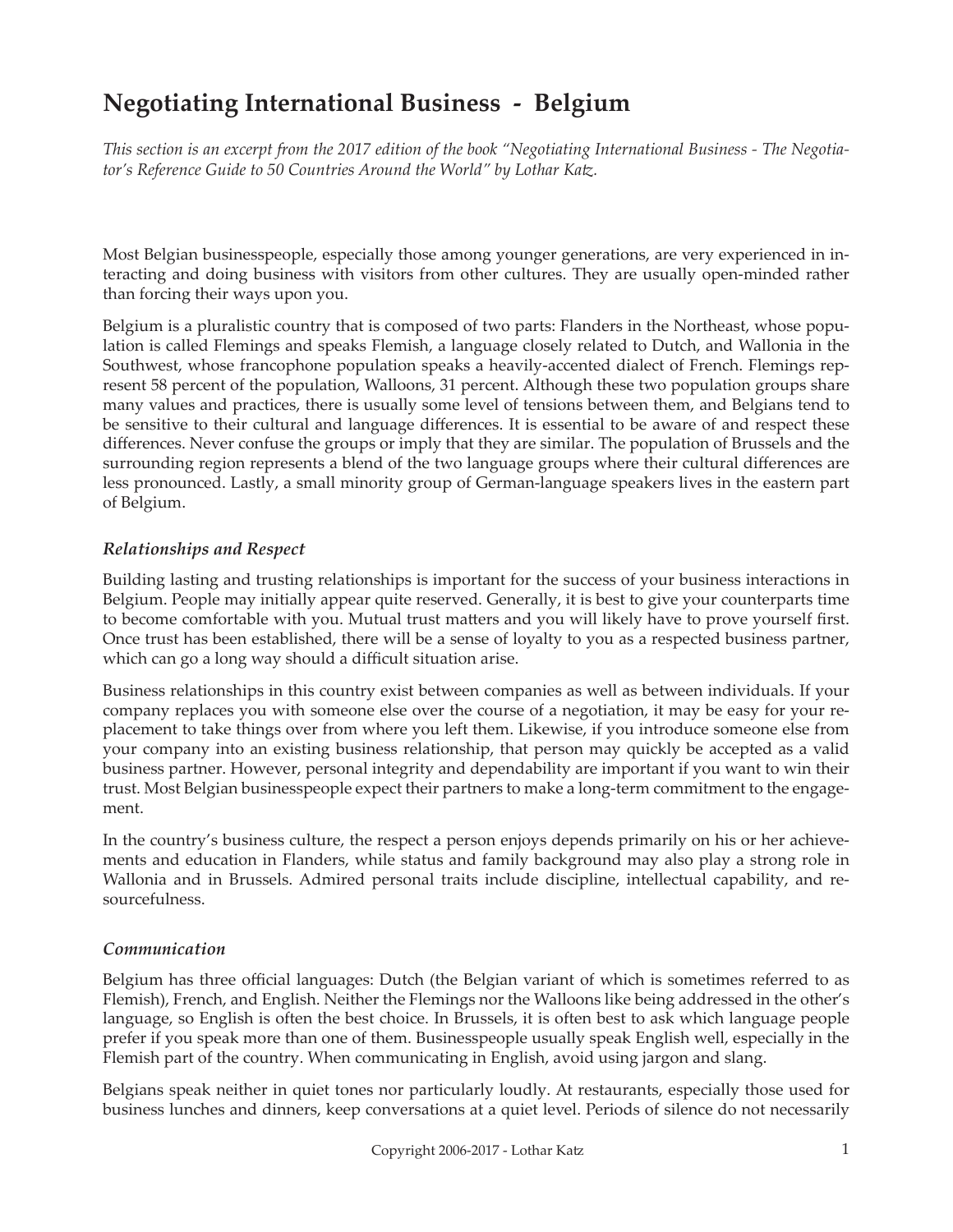# Negotiating International Business - Belgium

*This section is an excerpt from the 2017 edition of the book "Negotiating International Business - The Negotiator's Reference Guide to 50 Countries Around the World" by Lothar Katz.*

Most Belgian businesspeople, especially those among younger generations, are very experienced in interacting and doing business with visitors from other cultures. They are usually open-minded rather than forcing their ways upon you.

Belgium is a pluralistic country that is composed of two parts: Flanders in the Northeast, whose population is called Flemings and speaks Flemish, a language closely related to Dutch, and Wallonia in the Southwest, whose francophone population speaks a heavily-accented dialect of French. Flemings represent 58 percent of the population, Walloons, 31 percent. Although these two population groups share many values and practices, there is usually some level of tensions between them, and Belgians tend to be sensitive to their cultural and language differences. It is essential to be aware of and respect these differences. Never confuse the groups or imply that they are similar. The population of Brussels and the surrounding region represents a blend of the two language groups where their cultural differences are less pronounced. Lastly, a small minority group of German-language speakers lives in the eastern part of Belgium.

### *Relationships and Respect*

Building lasting and trusting relationships is important for the success of your business interactions in Belgium. People may initially appear quite reserved. Generally, it is best to give your counterparts time to become comfortable with you. Mutual trust matters and you will likely have to prove yourself first. Once trust has been established, there will be a sense of loyalty to you as a respected business partner, which can go a long way should a difficult situation arise.

Business relationships in this country exist between companies as well as between individuals. If your company replaces you with someone else over the course of a negotiation, it may be easy for your replacement to take things over from where you left them. Likewise, if you introduce someone else from your company into an existing business relationship, that person may quickly be accepted as a valid business partner. However, personal integrity and dependability are important if you want to win their trust. Most Belgian businesspeople expect their partners to make a long-term commitment to the engagement.

In the country's business culture, the respect a person enjoys depends primarily on his or her achievements and education in Flanders, while status and family background may also play a strong role in Wallonia and in Brussels. Admired personal traits include discipline, intellectual capability, and resourcefulness.

### *Communication*

Belgium has three official languages: Dutch (the Belgian variant of which is sometimes referred to as Flemish), French, and English. Neither the Flemings nor the Walloons like being addressed in the other's language, so English is often the best choice. In Brussels, it is often best to ask which language people prefer if you speak more than one of them. Businesspeople usually speak English well, especially in the Flemish part of the country. When communicating in English, avoid using jargon and slang.

Belgians speak neither in quiet tones nor particularly loudly. At restaurants, especially those used for business lunches and dinners, keep conversations at a quiet level. Periods of silence do not necessarily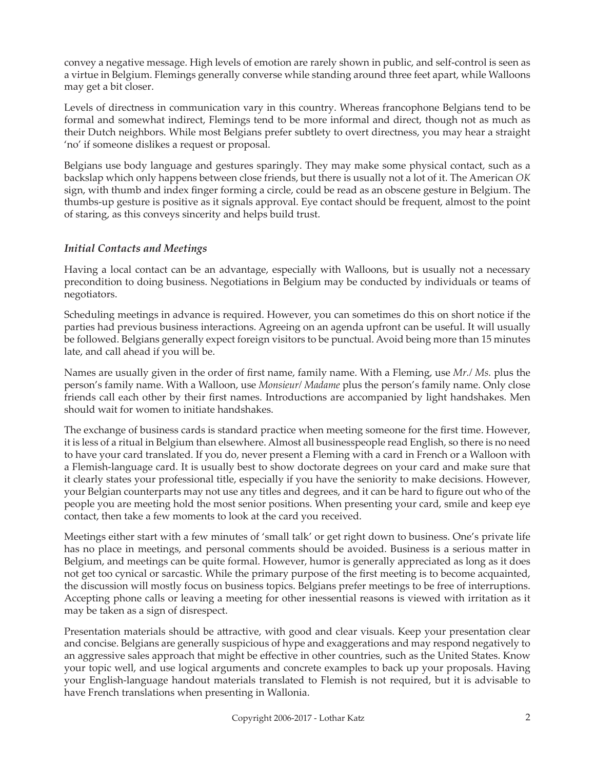convey a negative message. High levels of emotion are rarely shown in public, and self-control is seen as a virtue in Belgium. Flemings generally converse while standing around three feet apart, while Walloons may get a bit closer.

Levels of directness in communication vary in this country. Whereas francophone Belgians tend to be formal and somewhat indirect, Flemings tend to be more informal and direct, though not as much as their Dutch neighbors. While most Belgians prefer subtlety to overt directness, you may hear a straight 'no' if someone dislikes a request or proposal.

Belgians use body language and gestures sparingly. They may make some physical contact, such as a backslap which only happens between close friends, but there is usually not a lot of it. The American *OK* sign, with thumb and index finger forming a circle, could be read as an obscene gesture in Belgium. The thumbs-up gesture is positive as it signals approval. Eye contact should be frequent, almost to the point of staring, as this conveys sincerity and helps build trust.

### *Initial Contacts and Meetings*

Having a local contact can be an advantage, especially with Walloons, but is usually not a necessary precondition to doing business. Negotiations in Belgium may be conducted by individuals or teams of negotiators.

Scheduling meetings in advance is required. However, you can sometimes do this on short notice if the parties had previous business interactions. Agreeing on an agenda upfront can be useful. It will usually be followed. Belgians generally expect foreign visitors to be punctual. Avoid being more than 15 minutes late, and call ahead if you will be.

Names are usually given in the order of first name, family name. With a Fleming, use *Mr./ Ms.* plus the person's family name. With a Walloon, use *Monsieur/ Madame* plus the person's family name. Only close friends call each other by their first names. Introductions are accompanied by light handshakes. Men should wait for women to initiate handshakes.

The exchange of business cards is standard practice when meeting someone for the first time. However, it is less of a ritual in Belgium than elsewhere. Almost all businesspeople read English, so there is no need to have your card translated. If you do, never present a Fleming with a card in French or a Walloon with a Flemish-language card. It is usually best to show doctorate degrees on your card and make sure that it clearly states your professional title, especially if you have the seniority to make decisions. However, your Belgian counterparts may not use any titles and degrees, and it can be hard to figure out who of the people you are meeting hold the most senior positions. When presenting your card, smile and keep eye contact, then take a few moments to look at the card you received.

Meetings either start with a few minutes of 'small talk' or get right down to business. One's private life has no place in meetings, and personal comments should be avoided. Business is a serious matter in Belgium, and meetings can be quite formal. However, humor is generally appreciated as long as it does not get too cynical or sarcastic. While the primary purpose of the first meeting is to become acquainted, the discussion will mostly focus on business topics. Belgians prefer meetings to be free of interruptions. Accepting phone calls or leaving a meeting for other inessential reasons is viewed with irritation as it may be taken as a sign of disrespect.

Presentation materials should be attractive, with good and clear visuals. Keep your presentation clear and concise. Belgians are generally suspicious of hype and exaggerations and may respond negatively to an aggressive sales approach that might be effective in other countries, such as the United States. Know your topic well, and use logical arguments and concrete examples to back up your proposals. Having your English-language handout materials translated to Flemish is not required, but it is advisable to have French translations when presenting in Wallonia.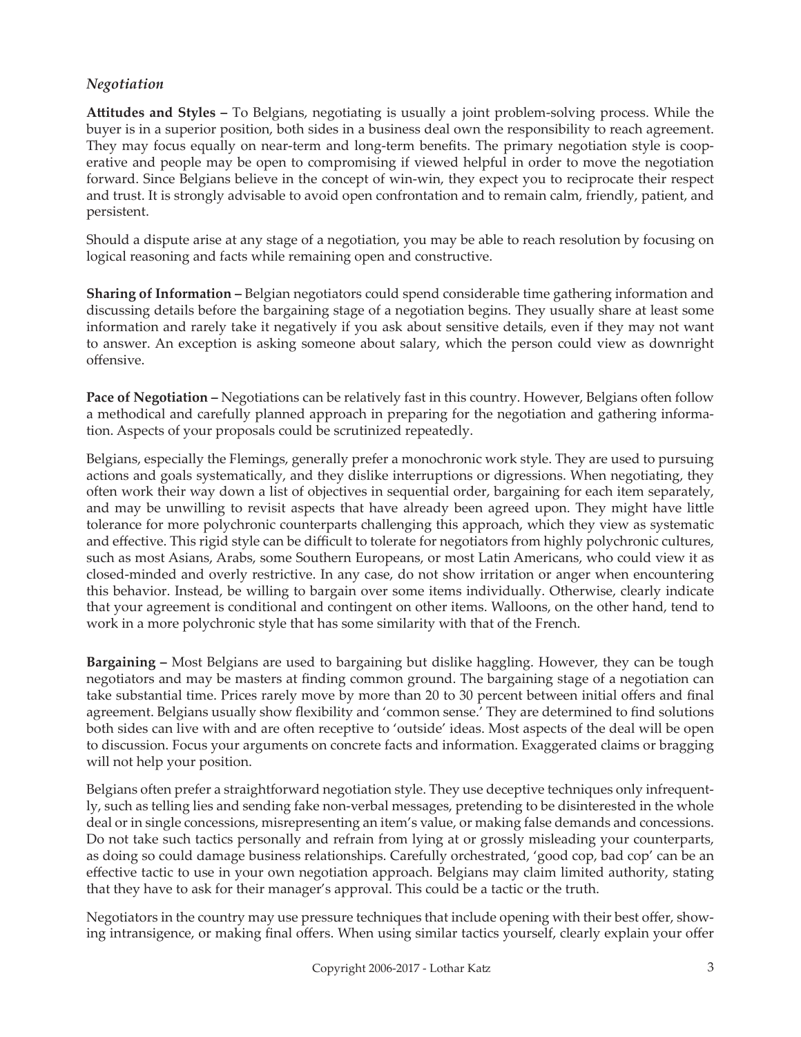*Negotiation*

**Attitudes and Styles –** To Belgians, negotiating is usually a joint problem-solving process. While the buyer is in a superior position, both sides in a business deal own the responsibility to reach agreement. They may focus equally on near-term and long-term benefits. The primary negotiation style is cooperative and people may be open to compromising if viewed helpful in order to move the negotiation forward. Since Belgians believe in the concept of win-win, they expect you to reciprocate their respect and trust. It is strongly advisable to avoid open confrontation and to remain calm, friendly, patient, and persistent.

Should a dispute arise at any stage of a negotiation, you may be able to reach resolution by focusing on logical reasoning and facts while remaining open and constructive.

**Sharing of Information –** Belgian negotiators could spend considerable time gathering information and discussing details before the bargaining stage of a negotiation begins. They usually share at least some information and rarely take it negatively if you ask about sensitive details, even if they may not want to answer. An exception is asking someone about salary, which the person could view as downright offensive.

**Pace of Negotiation –** Negotiations can be relatively fast in this country. However, Belgians often follow a methodical and carefully planned approach in preparing for the negotiation and gathering information. Aspects of your proposals could be scrutinized repeatedly.

Belgians, especially the Flemings, generally prefer a monochronic work style. They are used to pursuing actions and goals systematically, and they dislike interruptions or digressions. When negotiating, they often work their way down a list of objectives in sequential order, bargaining for each item separately, and may be unwilling to revisit aspects that have already been agreed upon. They might have little tolerance for more polychronic counterparts challenging this approach, which they view as systematic and effective. This rigid style can be difficult to tolerate for negotiators from highly polychronic cultures, such as most Asians, Arabs, some Southern Europeans, or most Latin Americans, who could view it as closed-minded and overly restrictive. In any case, do not show irritation or anger when encountering this behavior. Instead, be willing to bargain over some items individually. Otherwise, clearly indicate that your agreement is conditional and contingent on other items. Walloons, on the other hand, tend to work in a more polychronic style that has some similarity with that of the French.

**Bargaining –** Most Belgians are used to bargaining but dislike haggling. However, they can be tough negotiators and may be masters at finding common ground. The bargaining stage of a negotiation can take substantial time. Prices rarely move by more than 20 to 30 percent between initial offers and final agreement. Belgians usually show flexibility and 'common sense.' They are determined to find solutions both sides can live with and are often receptive to 'outside' ideas. Most aspects of the deal will be open to discussion. Focus your arguments on concrete facts and information. Exaggerated claims or bragging will not help your position.

Belgians often prefer a straightforward negotiation style. They use deceptive techniques only infrequently, such as telling lies and sending fake non-verbal messages, pretending to be disinterested in the whole deal or in single concessions, misrepresenting an item's value, or making false demands and concessions. Do not take such tactics personally and refrain from lying at or grossly misleading your counterparts, as doing so could damage business relationships. Carefully orchestrated, 'good cop, bad cop' can be an effective tactic to use in your own negotiation approach. Belgians may claim limited authority, stating that they have to ask for their manager's approval. This could be a tactic or the truth.

Negotiators in the country may use pressure techniques that include opening with their best offer, showing intransigence, or making final offers. When using similar tactics yourself, clearly explain your offer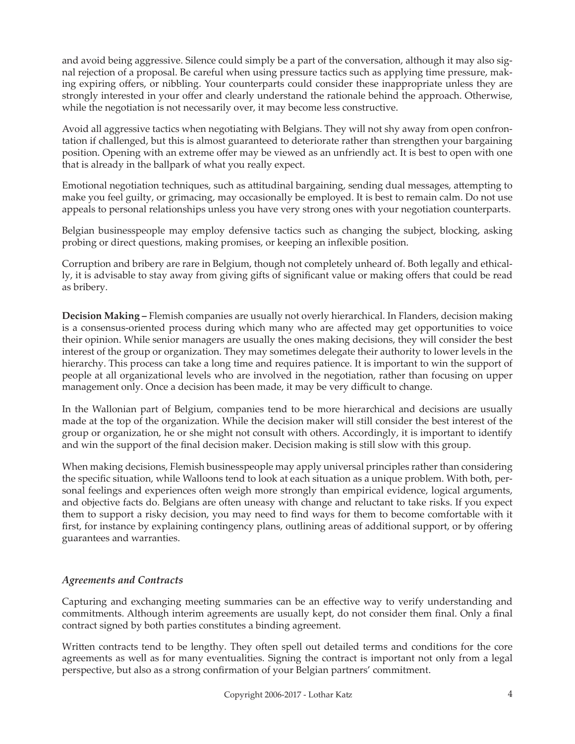and avoid being aggressive. Silence could simply be a part of the conversation, although it may also signal rejection of a proposal. Be careful when using pressure tactics such as applying time pressure, making expiring offers, or nibbling. Your counterparts could consider these inappropriate unless they are strongly interested in your offer and clearly understand the rationale behind the approach. Otherwise, while the negotiation is not necessarily over, it may become less constructive.

Avoid all aggressive tactics when negotiating with Belgians. They will not shy away from open confrontation if challenged, but this is almost guaranteed to deteriorate rather than strengthen your bargaining position. Opening with an extreme offer may be viewed as an unfriendly act. It is best to open with one that is already in the ballpark of what you really expect.

Emotional negotiation techniques, such as attitudinal bargaining, sending dual messages, attempting to make you feel guilty, or grimacing, may occasionally be employed. It is best to remain calm. Do not use appeals to personal relationships unless you have very strong ones with your negotiation counterparts.

Belgian businesspeople may employ defensive tactics such as changing the subject, blocking, asking probing or direct questions, making promises, or keeping an inflexible position.

Corruption and bribery are rare in Belgium, though not completely unheard of. Both legally and ethically, it is advisable to stay away from giving gifts of significant value or making offers that could be read as bribery.

**Decision Making –** Flemish companies are usually not overly hierarchical. In Flanders, decision making is a consensus-oriented process during which many who are affected may get opportunities to voice their opinion. While senior managers are usually the ones making decisions, they will consider the best interest of the group or organization. They may sometimes delegate their authority to lower levels in the hierarchy. This process can take a long time and requires patience. It is important to win the support of people at all organizational levels who are involved in the negotiation, rather than focusing on upper management only. Once a decision has been made, it may be very difficult to change.

In the Wallonian part of Belgium, companies tend to be more hierarchical and decisions are usually made at the top of the organization. While the decision maker will still consider the best interest of the group or organization, he or she might not consult with others. Accordingly, it is important to identify and win the support of the final decision maker. Decision making is still slow with this group.

When making decisions, Flemish businesspeople may apply universal principles rather than considering the specific situation, while Walloons tend to look at each situation as a unique problem. With both, personal feelings and experiences often weigh more strongly than empirical evidence, logical arguments, and objective facts do. Belgians are often uneasy with change and reluctant to take risks. If you expect them to support a risky decision, you may need to find ways for them to become comfortable with it first, for instance by explaining contingency plans, outlining areas of additional support, or by offering guarantees and warranties.

### *Agreements and Contracts*

Capturing and exchanging meeting summaries can be an effective way to verify understanding and commitments. Although interim agreements are usually kept, do not consider them final. Only a final contract signed by both parties constitutes a binding agreement.

Written contracts tend to be lengthy. They often spell out detailed terms and conditions for the core agreements as well as for many eventualities. Signing the contract is important not only from a legal perspective, but also as a strong confirmation of your Belgian partners' commitment.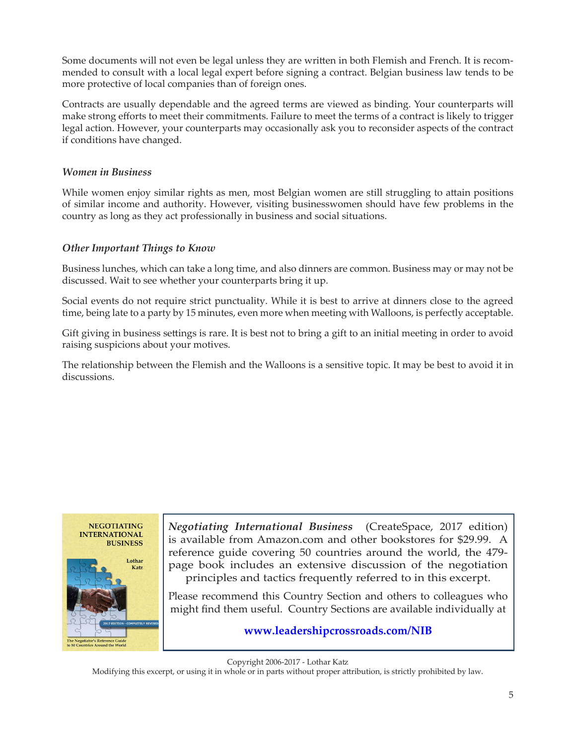Some documents will not even be legal unless they are written in both Flemish and French. It is recommended to consult with a local legal expert before signing a contract. Belgian business law tends to be more protective of local companies than of foreign ones.

Contracts are usually dependable and the agreed terms are viewed as binding. Your counterparts will make strong efforts to meet their commitments. Failure to meet the terms of a contract is likely to trigger legal action. However, your counterparts may occasionally ask you to reconsider aspects of the contract if conditions have changed.

### *Women in Business*

While women enjoy similar rights as men, most Belgian women are still struggling to attain positions of similar income and authority. However, visiting businesswomen should have few problems in the country as long as they act professionally in business and social situations.

### *Other Important Things to Know*

Business lunches, which can take a long time, and also dinners are common. Business may or may not be discussed. Wait to see whether your counterparts bring it up.

Social events do not require strict punctuality. While it is best to arrive at dinners close to the agreed time, being late to a party by 15 minutes, even more when meeting with Walloons, is perfectly acceptable.

Gift giving in business settings is rare. It is best not to bring a gift to an initial meeting in order to avoid raising suspicions about your motives.

The relationship between the Flemish and the Walloons is a sensitive topic. It may be best to avoid it in discussions.

NEGOTIATING INTERNATIONAL BUSINESS

Lothar Katz

2017 EDITION - COMPLETELY REVISED

The Negotiator's Reference Guide to 50 Countries Around the World

*Negotiating International Business* (CreateSpace, 2017 edition) is available from Amazon.com and other bookstores for $29.99. A reference guide covering 50 countries around the world, the 479-page book includes an extensive discussion of the negotiation principles and tactics frequently referred to in this excerpt.

Please recommend this Country Section and others to colleagues who might find them useful. Country Sections are available individually at

**www.leadershipcrossroads.com/NIB**

Copyright 2006-2017 - Lothar Katz

Modifying this excerpt, or using it in whole or in parts without proper attribution, is strictly prohibited by law.